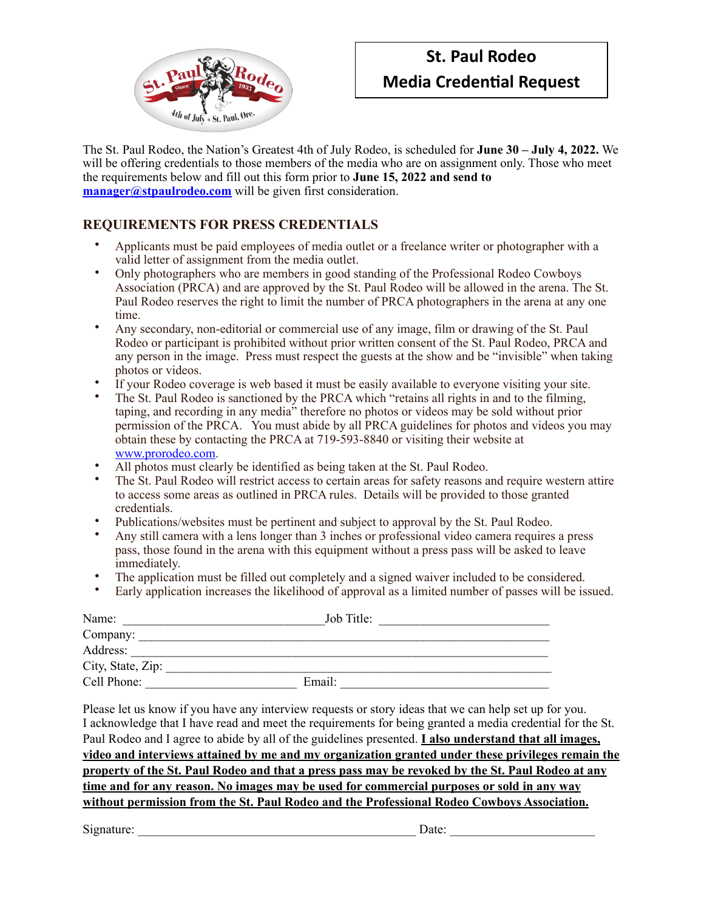# St. Paul Rodeo Media Credential Request

The St. Paul Rodeo, the Nation's Greatest 4th of July Rodeo, is scheduled for **June 30 – July 4, 2022.** We will be offering credentials to those members of the media who are on assignment only. Those who meet the requirements below and fill out this form prior to **June 15, 2022 and send to [manager@stpaulrodeo.com](mailto:manager@stpaulrodeo.com)** will be given first consideration.

## REQUIREMENTS FOR PRESS CREDENTIALS

- Applicants must be paid employees of media outlet or a freelance writer or photographer with a valid letter of assignment from the media outlet.
- Only photographers who are members in good standing of the Professional Rodeo Cowboys Association (PRCA) and are approved by the St. Paul Rodeo will be allowed in the arena. The St. Paul Rodeo reserves the right to limit the number of PRCA photographers in the arena at any one time.
- Any secondary, non-editorial or commercial use of any image, film or drawing of the St. Paul Rodeo or participant is prohibited without prior written consent of the St. Paul Rodeo, PRCA and any person in the image. Press must respect the guests at the show and be "invisible" when taking photos or videos.
- If your Rodeo coverage is web based it must be easily available to everyone visiting your site.
- The St. Paul Rodeo is sanctioned by the PRCA which "retains all rights in and to the filming, taping, and recording in any media" therefore no photos or videos may be sold without prior permission of the PRCA. You must abide by all PRCA guidelines for photos and videos you may obtain these by contacting the PRCA at 719-593-8840 or visiting their website at [www.prorodeo.com](http://www.prorodeo.com).
- All photos must clearly be identified as being taken at the St. Paul Rodeo.
- The St. Paul Rodeo will restrict access to certain areas for safety reasons and require western attire to access some areas as outlined in PRCA rules. Details will be provided to those granted credentials.
- Publications/websites must be pertinent and subject to approval by the St. Paul Rodeo.
- Any still camera with a lens longer than 3 inches or professional video camera requires a press pass, those found in the arena with this equipment without a press pass will be asked to leave immediately.
- The application must be filled out completely and a signed waiver included to be considered.
- Early application increases the likelihood of approval as a limited number of passes will be issued.

Name: ______________________________ Job Title: ________________________

Company: ____________________________________________________________

Address: _____________________________________________________________

City, State, Zip: _______________________________________________________

Cell Phone: ______________________ Email: ______________________________

Please let us know if you have any interview requests or story ideas that we can help set up for you. I acknowledge that I have read and meet the requirements for being granted a media credential for the St. Paul Rodeo and I agree to abide by all of the guidelines presented. **I also understand that all images, video and interviews attained by me and my organization granted under these privileges remain the property of the St. Paul Rodeo and that a press pass may be revoked by the St. Paul Rodeo at any time and for any reason. No images may be used for commercial purposes or sold in any way without permission from the St. Paul Rodeo and the Professional Rodeo Cowboys Association.**

Signature: __________________________________________ Date: ______________________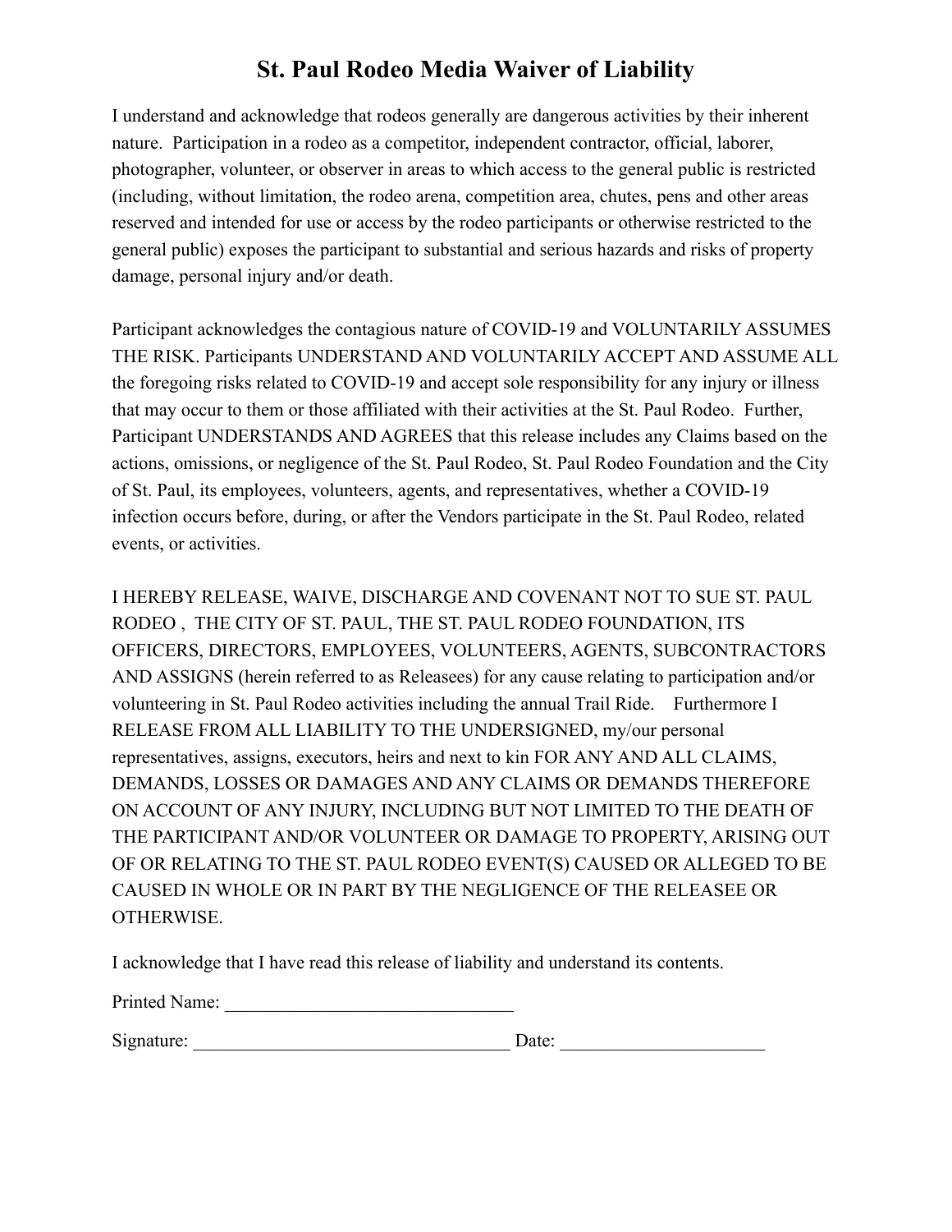# St. Paul Rodeo Media Waiver of Liability

I understand and acknowledge that rodeos generally are dangerous activities by their inherent nature. Participation in a rodeo as a competitor, independent contractor, official, laborer, photographer, volunteer, or observer in areas to which access to the general public is restricted (including, without limitation, the rodeo arena, competition area, chutes, pens and other areas reserved and intended for use or access by the rodeo participants or otherwise restricted to the general public) exposes the participant to substantial and serious hazards and risks of property damage, personal injury and/or death.

Participant acknowledges the contagious nature of COVID-19 and VOLUNTARILY ASSUMES THE RISK. Participants UNDERSTAND AND VOLUNTARILY ACCEPT AND ASSUME ALL the foregoing risks related to COVID-19 and accept sole responsibility for any injury or illness that may occur to them or those affiliated with their activities at the St. Paul Rodeo. Further, Participant UNDERSTANDS AND AGREES that this release includes any Claims based on the actions, omissions, or negligence of the St. Paul Rodeo, St. Paul Rodeo Foundation and the City of St. Paul, its employees, volunteers, agents, and representatives, whether a COVID-19 infection occurs before, during, or after the Vendors participate in the St. Paul Rodeo, related events, or activities.

I HEREBY RELEASE, WAIVE, DISCHARGE AND COVENANT NOT TO SUE ST. PAUL RODEO , THE CITY OF ST. PAUL, THE ST. PAUL RODEO FOUNDATION, ITS OFFICERS, DIRECTORS, EMPLOYEES, VOLUNTEERS, AGENTS, SUBCONTRACTORS AND ASSIGNS (herein referred to as Releasees) for any cause relating to participation and/or volunteering in St. Paul Rodeo activities including the annual Trail Ride. Furthermore I RELEASE FROM ALL LIABILITY TO THE UNDERSIGNED, my/our personal representatives, assigns, executors, heirs and next to kin FOR ANY AND ALL CLAIMS, DEMANDS, LOSSES OR DAMAGES AND ANY CLAIMS OR DEMANDS THEREFORE ON ACCOUNT OF ANY INJURY, INCLUDING BUT NOT LIMITED TO THE DEATH OF THE PARTICIPANT AND/OR VOLUNTEER OR DAMAGE TO PROPERTY, ARISING OUT OF OR RELATING TO THE ST. PAUL RODEO EVENT(S) CAUSED OR ALLEGED TO BE CAUSED IN WHOLE OR IN PART BY THE NEGLIGENCE OF THE RELEASEE OR OTHERWISE.

I acknowledge that I have read this release of liability and understand its contents.

Printed Name: ________________________________

Signature: ___________________________________ Date: ______________________